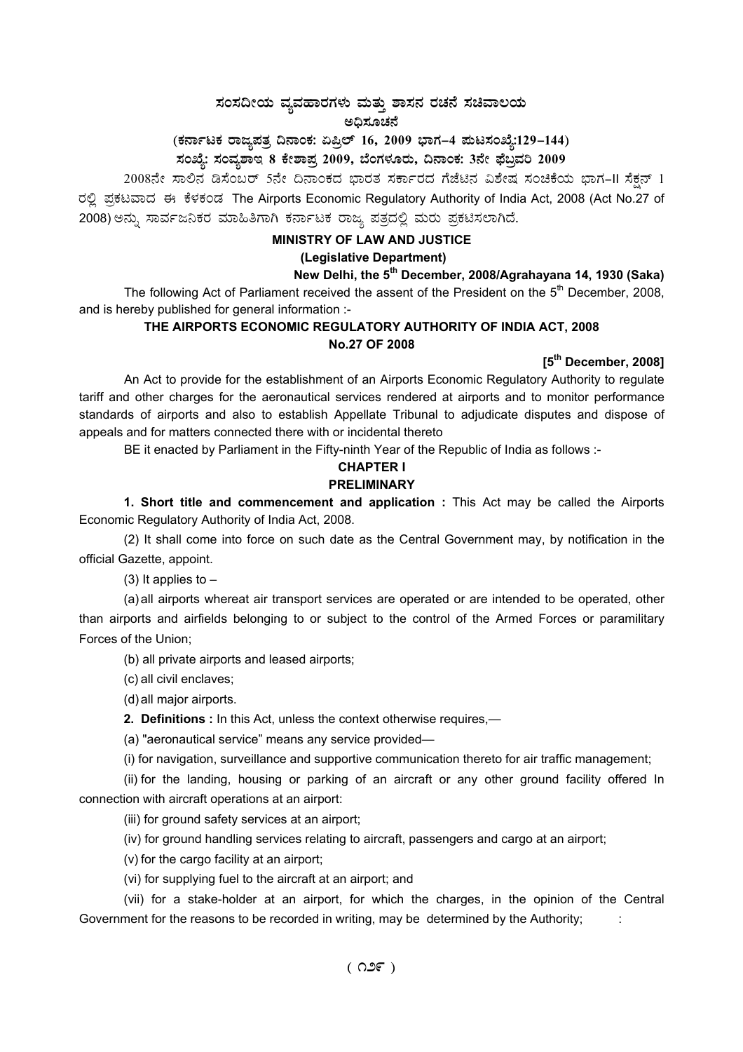# ಸಂಸದೀಯ ವ್ಯವಹಾರಗಳು ಮತ್ತು ಶಾಸನ ರಚನೆ ಸಚಿವಾಲಯ

## ಅಧಿಸೂಚನೆ

**(ಕರ್ನಾಟಕ ರಾಜ್ಯಪತ್ರ ದಿನಾಂಕ: ಏಪ್ರಿಲ್ 16, 2009 ಭಾಗ–4 ಪುಟಸಂಖ್ಯೆ:129–144)**

**ಸಂಖ್ಯೆ: ಸಂವ್ಯಶಾಇ 8 ಕೇಶಾಪ್ರ 2009, ಬೆಂಗಳೂರು, ದಿನಾಂಕ: 3ನೇ ಫೆಬ್ರವರಿ 2009**

2008ನೇ ಸಾಲಿನ ಡಿಸೆಂಬರ್ 5ನೇ ದಿನಾಂಕದ ಭಾರತ ಸರ್ಕಾರದ ಗೆಜೆಟಿನ ವಿಶೇಷ ಸಂಚಿಕೆಯ ಭಾಗ-II ಸೆಕ್ಷನ್ 1 ರಲ್ಲಿ ಪ್ರಕಟವಾದ ಈ ಕೆಳಕಂಡ The Airports Economic Regulatory Authority of India Act, 2008 (Act No.27 of 2008) ಅನ್ನು ಸಾರ್ವಜನಿಕರ ಮಾಹಿತಿಗಾಗಿ ಕರ್ನಾಟಕ ರಾಜ್ಯ ಪತ್ರದಲ್ಲಿ ಮರು ಪ್ರಕಟಿಸಲಾಗಿದೆ.

**MINISTRY OF LAW AND JUSTICE**

**(Legislative Department)**

**New Delhi, the 5th December, 2008/Agrahayana 14, 1930 (Saka)**

The following Act of Parliament received the assent of the President on the 5th December, 2008, and is hereby published for general information :-

**THE AIRPORTS ECONOMIC REGULATORY AUTHORITY OF INDIA ACT, 2008**

**No.27 OF 2008**

**[5th December, 2008]**

An Act to provide for the establishment of an Airports Economic Regulatory Authority to regulate tariff and other charges for the aeronautical services rendered at airports and to monitor performance standards of airports and also to establish Appellate Tribunal to adjudicate disputes and dispose of appeals and for matters connected there with or incidental thereto

BE it enacted by Parliament in the Fifty-ninth Year of the Republic of India as follows :-

## CHAPTER I

## PRELIMINARY

**1. Short title and commencement and application :** This Act may be called the Airports Economic Regulatory Authority of India Act, 2008.

(2) It shall come into force on such date as the Central Government may, by notification in the official Gazette, appoint.

(3) It applies to –

(a) all airports whereat air transport services are operated or are intended to be operated, other than airports and airfields belonging to or subject to the control of the Armed Forces or paramilitary Forces of the Union;

(b) all private airports and leased airports;

(c) all civil enclaves;

(d) all major airports.

**2. Definitions :** In this Act, unless the context otherwise requires,—

(a) "aeronautical service" means any service provided—

(i) for navigation, surveillance and supportive communication thereto for air traffic management;

(ii) for the landing, housing or parking of an aircraft or any other ground facility offered In connection with aircraft operations at an airport:

(iii) for ground safety services at an airport;

(iv) for ground handling services relating to aircraft, passengers and cargo at an airport;

(v) for the cargo facility at an airport;

(vi) for supplying fuel to the aircraft at an airport; and

(vii) for a stake-holder at an airport, for which the charges, in the opinion of the Central Government for the reasons to be recorded in writing, may be determined by the Authority; :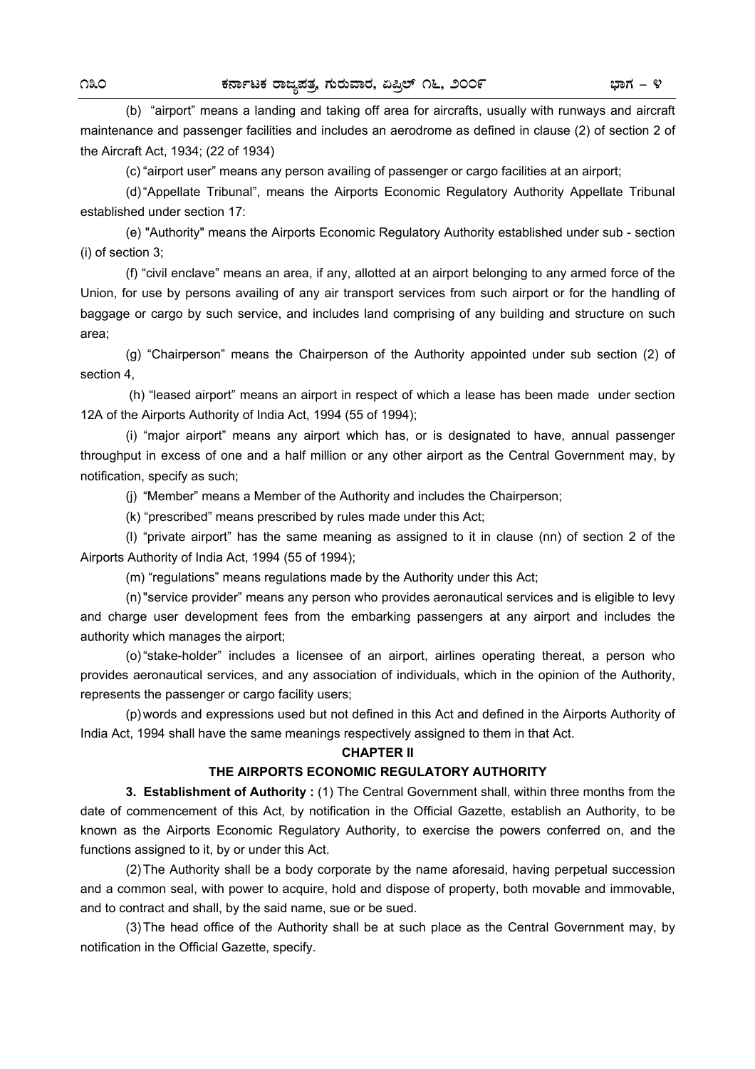(b) "airport" means a landing and taking off area for aircrafts, usually with runways and aircraft maintenance and passenger facilities and includes an aerodrome as defined in clause (2) of section 2 of the Aircraft Act, 1934; (22 of 1934)

(c) "airport user" means any person availing of passenger or cargo facilities at an airport;

(d) "Appellate Tribunal", means the Airports Economic Regulatory Authority Appellate Tribunal established under section 17:

(e) "Authority" means the Airports Economic Regulatory Authority established under sub - section (i) of section 3;

(f) "civil enclave" means an area, if any, allotted at an airport belonging to any armed force of the Union, for use by persons availing of any air transport services from such airport or for the handling of baggage or cargo by such service, and includes land comprising of any building and structure on such area;

(g) "Chairperson" means the Chairperson of the Authority appointed under sub section (2) of section 4,

(h) "leased airport" means an airport in respect of which a lease has been made under section 12A of the Airports Authority of India Act, 1994 (55 of 1994);

(i) "major airport" means any airport which has, or is designated to have, annual passenger throughput in excess of one and a half million or any other airport as the Central Government may, by notification, specify as such;

(j) "Member" means a Member of the Authority and includes the Chairperson;

(k) "prescribed" means prescribed by rules made under this Act;

(l) "private airport" has the same meaning as assigned to it in clause (nn) of section 2 of the Airports Authority of India Act, 1994 (55 of 1994);

(m) "regulations" means regulations made by the Authority under this Act;

(n) "service provider" means any person who provides aeronautical services and is eligible to levy and charge user development fees from the embarking passengers at any airport and includes the authority which manages the airport;

(o) "stake-holder" includes a licensee of an airport, airlines operating thereat, a person who provides aeronautical services, and any association of individuals, which in the opinion of the Authority, represents the passenger or cargo facility users;

(p) words and expressions used but not defined in this Act and defined in the Airports Authority of India Act, 1994 shall have the same meanings respectively assigned to them in that Act.

## CHAPTER II

## THE AIRPORTS ECONOMIC REGULATORY AUTHORITY

**3. Establishment of Authority :** (1) The Central Government shall, within three months from the date of commencement of this Act, by notification in the Official Gazette, establish an Authority, to be known as the Airports Economic Regulatory Authority, to exercise the powers conferred on, and the functions assigned to it, by or under this Act.

(2) The Authority shall be a body corporate by the name aforesaid, having perpetual succession and a common seal, with power to acquire, hold and dispose of property, both movable and immovable, and to contract and shall, by the said name, sue or be sued.

(3) The head office of the Authority shall be at such place as the Central Government may, by notification in the Official Gazette, specify.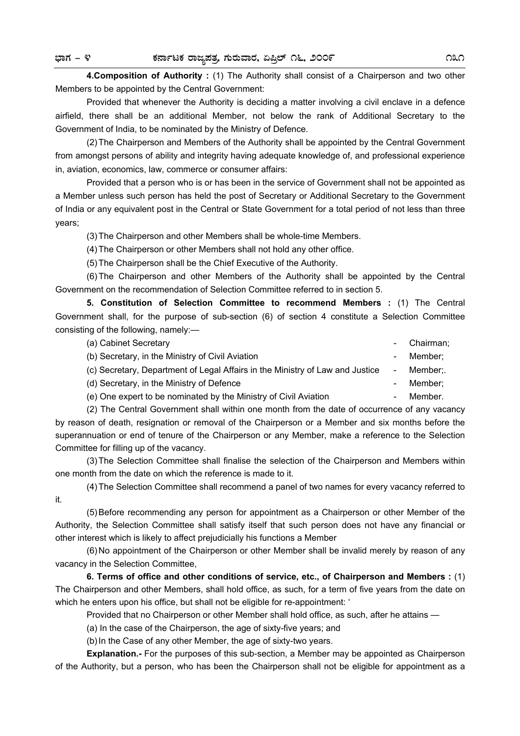**4.Composition of Authority :** (1) The Authority shall consist of a Chairperson and two other Members to be appointed by the Central Government:

Provided that whenever the Authority is deciding a matter involving a civil enclave in a defence airfield, there shall be an additional Member, not below the rank of Additional Secretary to the Government of India, to be nominated by the Ministry of Defence.

(2) The Chairperson and Members of the Authority shall be appointed by the Central Government from amongst persons of ability and integrity having adequate knowledge of, and professional experience in, aviation, economics, law, commerce or consumer affairs:

Provided that a person who is or has been in the service of Government shall not be appointed as a Member unless such person has held the post of Secretary or Additional Secretary to the Government of India or any equivalent post in the Central or State Government for a total period of not less than three years;

(3) The Chairperson and other Members shall be whole-time Members.

(4) The Chairperson or other Members shall not hold any other office.

(5) The Chairperson shall be the Chief Executive of the Authority.

(6) The Chairperson and other Members of the Authority shall be appointed by the Central Government on the recommendation of Selection Committee referred to in section 5.

**5. Constitution of Selection Committee to recommend Members :** (1) The Central Government shall, for the purpose of sub-section (6) of section 4 constitute a Selection Committee consisting of the following, namely:—

| | | |
|---|---|---|
| (a) Cabinet Secretary | - | Chairman; |
| (b) Secretary, in the Ministry of Civil Aviation | - | Member; |
| (c) Secretary, Department of Legal Affairs in the Ministry of Law and Justice | - | Member;. |
| (d) Secretary, in the Ministry of Defence | - | Member; |
| (e) One expert to be nominated by the Ministry of Civil Aviation | - | Member. |

(2) The Central Government shall within one month from the date of occurrence of any vacancy by reason of death, resignation or removal of the Chairperson or a Member and six months before the superannuation or end of tenure of the Chairperson or any Member, make a reference to the Selection Committee for filling up of the vacancy.

(3) The Selection Committee shall finalise the selection of the Chairperson and Members within one month from the date on which the reference is made to it.

(4) The Selection Committee shall recommend a panel of two names for every vacancy referred to it.

(5) Before recommending any person for appointment as a Chairperson or other Member of the Authority, the Selection Committee shall satisfy itself that such person does not have any financial or other interest which is likely to affect prejudicially his functions a Member

(6) No appointment of the Chairperson or other Member shall be invalid merely by reason of any vacancy in the Selection Committee,

**6. Terms of office and other conditions of service, etc., of Chairperson and Members :** (1) The Chairperson and other Members, shall hold office, as such, for a term of five years from the date on which he enters upon his office, but shall not be eligible for re-appointment: '

Provided that no Chairperson or other Member shall hold office, as such, after he attains —

(a) In the case of the Chairperson, the age of sixty-five years; and

(b) In the Case of any other Member, the age of sixty-two years.

**Explanation.-** For the purposes of this sub-section, a Member may be appointed as Chairperson of the Authority, but a person, who has been the Chairperson shall not be eligible for appointment as a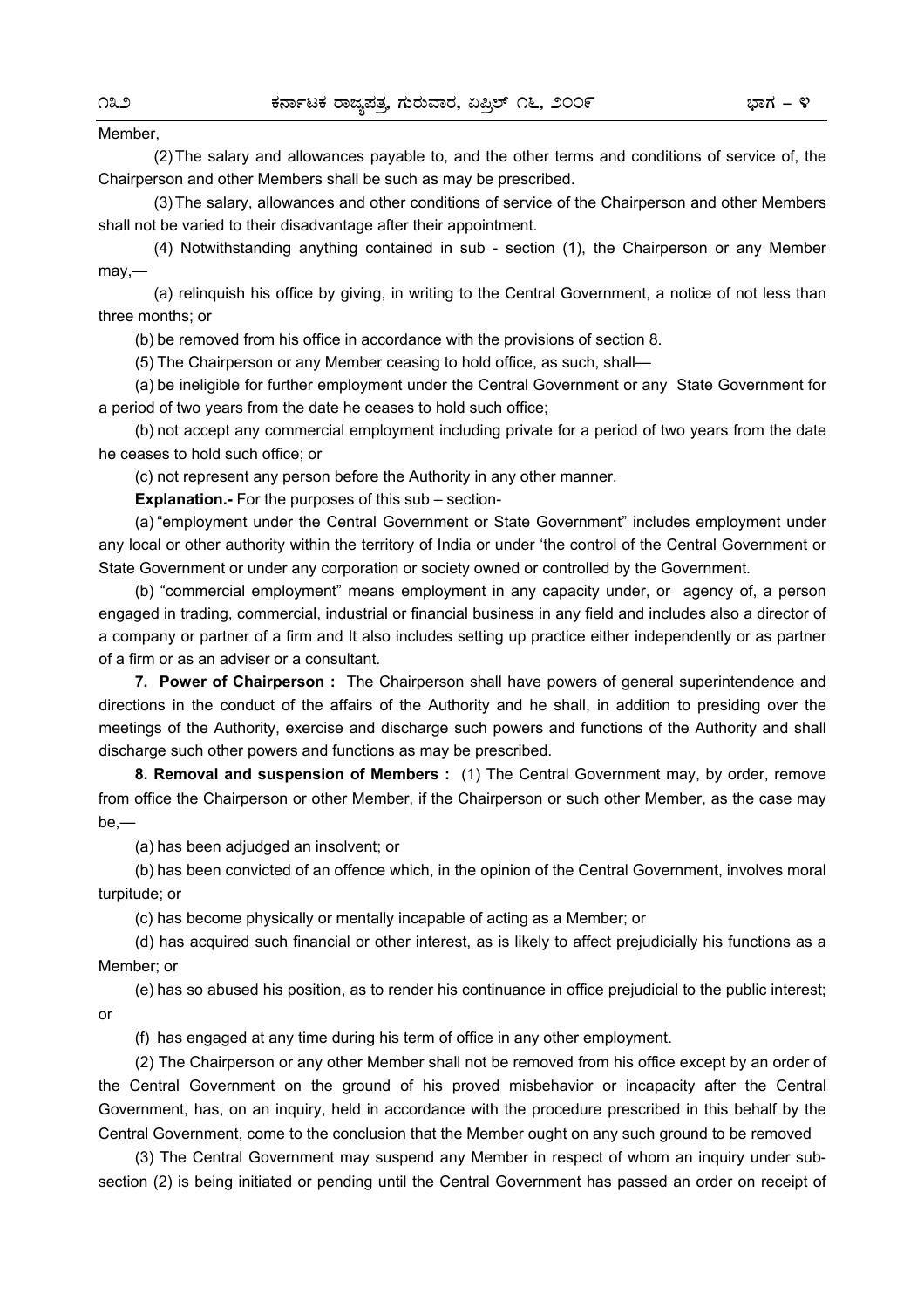Member,

(2) The salary and allowances payable to, and the other terms and conditions of service of, the Chairperson and other Members shall be such as may be prescribed.

(3) The salary, allowances and other conditions of service of the Chairperson and other Members shall not be varied to their disadvantage after their appointment.

(4) Notwithstanding anything contained in sub - section (1), the Chairperson or any Member may,—

(a) relinquish his office by giving, in writing to the Central Government, a notice of not less than three months; or

(b) be removed from his office in accordance with the provisions of section 8.

(5) The Chairperson or any Member ceasing to hold office, as such, shall—

(a) be ineligible for further employment under the Central Government or any State Government for a period of two years from the date he ceases to hold such office;

(b) not accept any commercial employment including private for a period of two years from the date he ceases to hold such office; or

(c) not represent any person before the Authority in any other manner.

**Explanation.-** For the purposes of this sub – section-

(a) "employment under the Central Government or State Government" includes employment under any local or other authority within the territory of India or under 'the control of the Central Government or State Government or under any corporation or society owned or controlled by the Government.

(b) "commercial employment" means employment in any capacity under, or agency of, a person engaged in trading, commercial, industrial or financial business in any field and includes also a director of a company or partner of a firm and It also includes setting up practice either independently or as partner of a firm or as an adviser or a consultant.

**7. Power of Chairperson :** The Chairperson shall have powers of general superintendence and directions in the conduct of the affairs of the Authority and he shall, in addition to presiding over the meetings of the Authority, exercise and discharge such powers and functions of the Authority and shall discharge such other powers and functions as may be prescribed.

**8. Removal and suspension of Members :** (1) The Central Government may, by order, remove from office the Chairperson or other Member, if the Chairperson or such other Member, as the case may be,—

(a) has been adjudged an insolvent; or

(b) has been convicted of an offence which, in the opinion of the Central Government, involves moral turpitude; or

(c) has become physically or mentally incapable of acting as a Member; or

(d) has acquired such financial or other interest, as is likely to affect prejudicially his functions as a Member; or

(e) has so abused his position, as to render his continuance in office prejudicial to the public interest; or

(f) has engaged at any time during his term of office in any other employment.

(2) The Chairperson or any other Member shall not be removed from his office except by an order of the Central Government on the ground of his proved misbehavior or incapacity after the Central Government, has, on an inquiry, held in accordance with the procedure prescribed in this behalf by the Central Government, come to the conclusion that the Member ought on any such ground to be removed

(3) The Central Government may suspend any Member in respect of whom an inquiry under sub-section (2) is being initiated or pending until the Central Government has passed an order on receipt of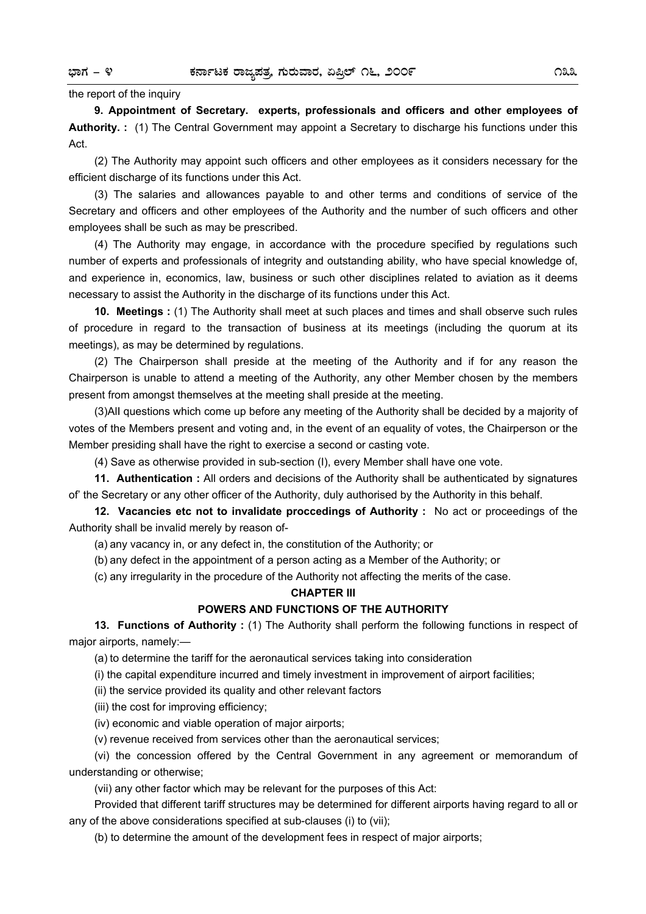the report of the inquiry

**9. Appointment of Secretary. experts, professionals and officers and other employees of Authority. :** (1) The Central Government may appoint a Secretary to discharge his functions under this Act.

(2) The Authority may appoint such officers and other employees as it considers necessary for the efficient discharge of its functions under this Act.

(3) The salaries and allowances payable to and other terms and conditions of service of the Secretary and officers and other employees of the Authority and the number of such officers and other employees shall be such as may be prescribed.

(4) The Authority may engage, in accordance with the procedure specified by regulations such number of experts and professionals of integrity and outstanding ability, who have special knowledge of, and experience in, economics, law, business or such other disciplines related to aviation as it deems necessary to assist the Authority in the discharge of its functions under this Act.

**10. Meetings :** (1) The Authority shall meet at such places and times and shall observe such rules of procedure in regard to the transaction of business at its meetings (including the quorum at its meetings), as may be determined by regulations.

(2) The Chairperson shall preside at the meeting of the Authority and if for any reason the Chairperson is unable to attend a meeting of the Authority, any other Member chosen by the members present from amongst themselves at the meeting shall preside at the meeting.

(3)All questions which come up before any meeting of the Authority shall be decided by a majority of votes of the Members present and voting and, in the event of an equality of votes, the Chairperson or the Member presiding shall have the right to exercise a second or casting vote.

(4) Save as otherwise provided in sub-section (I), every Member shall have one vote.

**11. Authentication :** All orders and decisions of the Authority shall be authenticated by signatures of' the Secretary or any other officer of the Authority, duly authorised by the Authority in this behalf.

**12. Vacancies etc not to invalidate proccedings of Authority :** No act or proceedings of the Authority shall be invalid merely by reason of-

(a) any vacancy in, or any defect in, the constitution of the Authority; or

(b) any defect in the appointment of a person acting as a Member of the Authority; or

(c) any irregularity in the procedure of the Authority not affecting the merits of the case.

## CHAPTER III

## POWERS AND FUNCTIONS OF THE AUTHORITY

**13. Functions of Authority :** (1) The Authority shall perform the following functions in respect of major airports, namely:—

(a) to determine the tariff for the aeronautical services taking into consideration

(i) the capital expenditure incurred and timely investment in improvement of airport facilities;

(ii) the service provided its quality and other relevant factors

(iii) the cost for improving efficiency;

(iv) economic and viable operation of major airports;

(v) revenue received from services other than the aeronautical services;

(vi) the concession offered by the Central Government in any agreement or memorandum of understanding or otherwise;

(vii) any other factor which may be relevant for the purposes of this Act:

Provided that different tariff structures may be determined for different airports having regard to all or any of the above considerations specified at sub-clauses (i) to (vii);

(b) to determine the amount of the development fees in respect of major airports;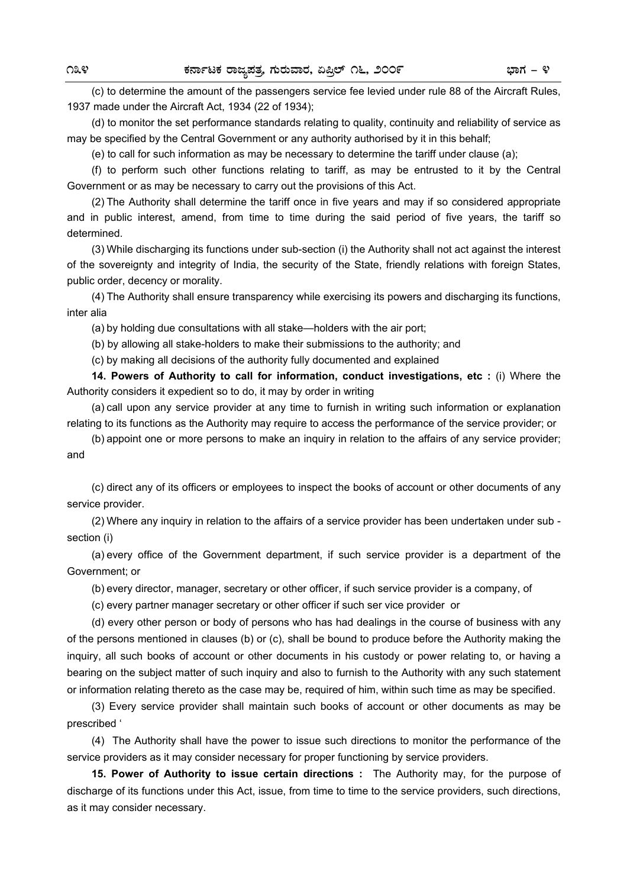(c) to determine the amount of the passengers service fee levied under rule 88 of the Aircraft Rules, 1937 made under the Aircraft Act, 1934 (22 of 1934);

(d) to monitor the set performance standards relating to quality, continuity and reliability of service as may be specified by the Central Government or any authority authorised by it in this behalf;

(e) to call for such information as may be necessary to determine the tariff under clause (a);

(f) to perform such other functions relating to tariff, as may be entrusted to it by the Central Government or as may be necessary to carry out the provisions of this Act.

(2) The Authority shall determine the tariff once in five years and may if so considered appropriate and in public interest, amend, from time to time during the said period of five years, the tariff so determined.

(3) While discharging its functions under sub-section (i) the Authority shall not act against the interest of the sovereignty and integrity of India, the security of the State, friendly relations with foreign States, public order, decency or morality.

(4) The Authority shall ensure transparency while exercising its powers and discharging its functions, inter alia

(a) by holding due consultations with all stake—holders with the air port;

(b) by allowing all stake-holders to make their submissions to the authority; and

(c) by making all decisions of the authority fully documented and explained

**14. Powers of Authority to call for information, conduct investigations, etc :** (i) Where the Authority considers it expedient so to do, it may by order in writing

(a) call upon any service provider at any time to furnish in writing such information or explanation relating to its functions as the Authority may require to access the performance of the service provider; or

(b) appoint one or more persons to make an inquiry in relation to the affairs of any service provider; and

(c) direct any of its officers or employees to inspect the books of account or other documents of any service provider.

(2) Where any inquiry in relation to the affairs of a service provider has been undertaken under sub - section (i)

(a) every office of the Government department, if such service provider is a department of the Government; or

(b) every director, manager, secretary or other officer, if such service provider is a company, of

(c) every partner manager secretary or other officer if such ser vice provider or

(d) every other person or body of persons who has had dealings in the course of business with any of the persons mentioned in clauses (b) or (c), shall be bound to produce before the Authority making the inquiry, all such books of account or other documents in his custody or power relating to, or having a bearing on the subject matter of such inquiry and also to furnish to the Authority with any such statement or information relating thereto as the case may be, required of him, within such time as may be specified.

(3) Every service provider shall maintain such books of account or other documents as may be prescribed '

(4) The Authority shall have the power to issue such directions to monitor the performance of the service providers as it may consider necessary for proper functioning by service providers.

**15. Power of Authority to issue certain directions :** The Authority may, for the purpose of discharge of its functions under this Act, issue, from time to time to the service providers, such directions, as it may consider necessary.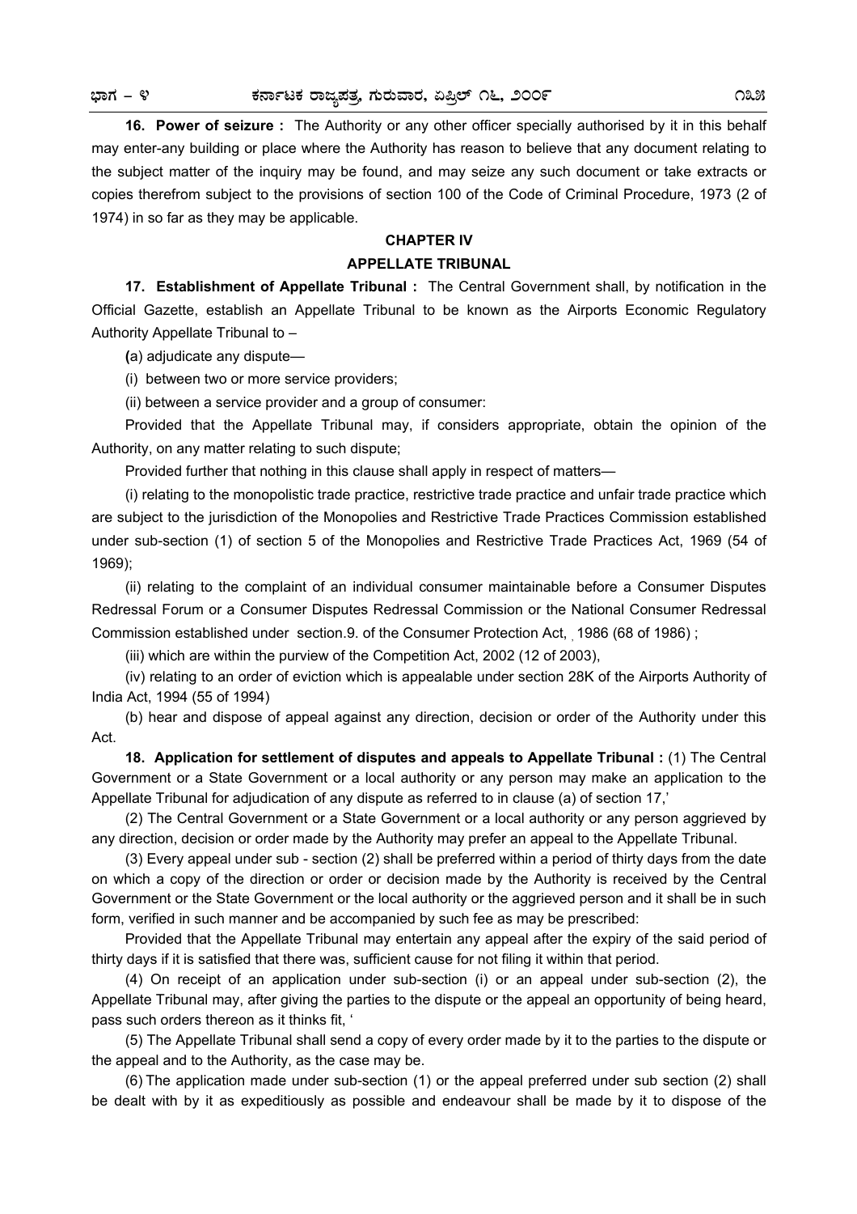**16. Power of seizure :** The Authority or any other officer specially authorised by it in this behalf may enter-any building or place where the Authority has reason to believe that any document relating to the subject matter of the inquiry may be found, and may seize any such document or take extracts or copies therefrom subject to the provisions of section 100 of the Code of Criminal Procedure, 1973 (2 of 1974) in so far as they may be applicable.

## CHAPTER IV

## APPELLATE TRIBUNAL

**17. Establishment of Appellate Tribunal :** The Central Government shall, by notification in the Official Gazette, establish an Appellate Tribunal to be known as the Airports Economic Regulatory Authority Appellate Tribunal to –

(a) adjudicate any dispute—

(i) between two or more service providers;

(ii) between a service provider and a group of consumer:

Provided that the Appellate Tribunal may, if considers appropriate, obtain the opinion of the Authority, on any matter relating to such dispute;

Provided further that nothing in this clause shall apply in respect of matters—

(i) relating to the monopolistic trade practice, restrictive trade practice and unfair trade practice which are subject to the jurisdiction of the Monopolies and Restrictive Trade Practices Commission established under sub-section (1) of section 5 of the Monopolies and Restrictive Trade Practices Act, 1969 (54 of 1969);

(ii) relating to the complaint of an individual consumer maintainable before a Consumer Disputes Redressal Forum or a Consumer Disputes Redressal Commission or the National Consumer Redressal Commission established under section.9. of the Consumer Protection Act, 1986 (68 of 1986) ;

(iii) which are within the purview of the Competition Act, 2002 (12 of 2003),

(iv) relating to an order of eviction which is appealable under section 28K of the Airports Authority of India Act, 1994 (55 of 1994)

(b) hear and dispose of appeal against any direction, decision or order of the Authority under this Act.

**18. Application for settlement of disputes and appeals to Appellate Tribunal :** (1) The Central Government or a State Government or a local authority or any person may make an application to the Appellate Tribunal for adjudication of any dispute as referred to in clause (a) of section 17,'

(2) The Central Government or a State Government or a local authority or any person aggrieved by any direction, decision or order made by the Authority may prefer an appeal to the Appellate Tribunal.

(3) Every appeal under sub - section (2) shall be preferred within a period of thirty days from the date on which a copy of the direction or order or decision made by the Authority is received by the Central Government or the State Government or the local authority or the aggrieved person and it shall be in such form, verified in such manner and be accompanied by such fee as may be prescribed:

Provided that the Appellate Tribunal may entertain any appeal after the expiry of the said period of thirty days if it is satisfied that there was, sufficient cause for not filing it within that period.

(4) On receipt of an application under sub-section (i) or an appeal under sub-section (2), the Appellate Tribunal may, after giving the parties to the dispute or the appeal an opportunity of being heard, pass such orders thereon as it thinks fit, '

(5) The Appellate Tribunal shall send a copy of every order made by it to the parties to the dispute or the appeal and to the Authority, as the case may be.

(6) The application made under sub-section (1) or the appeal preferred under sub section (2) shall be dealt with by it as expeditiously as possible and endeavour shall be made by it to dispose of the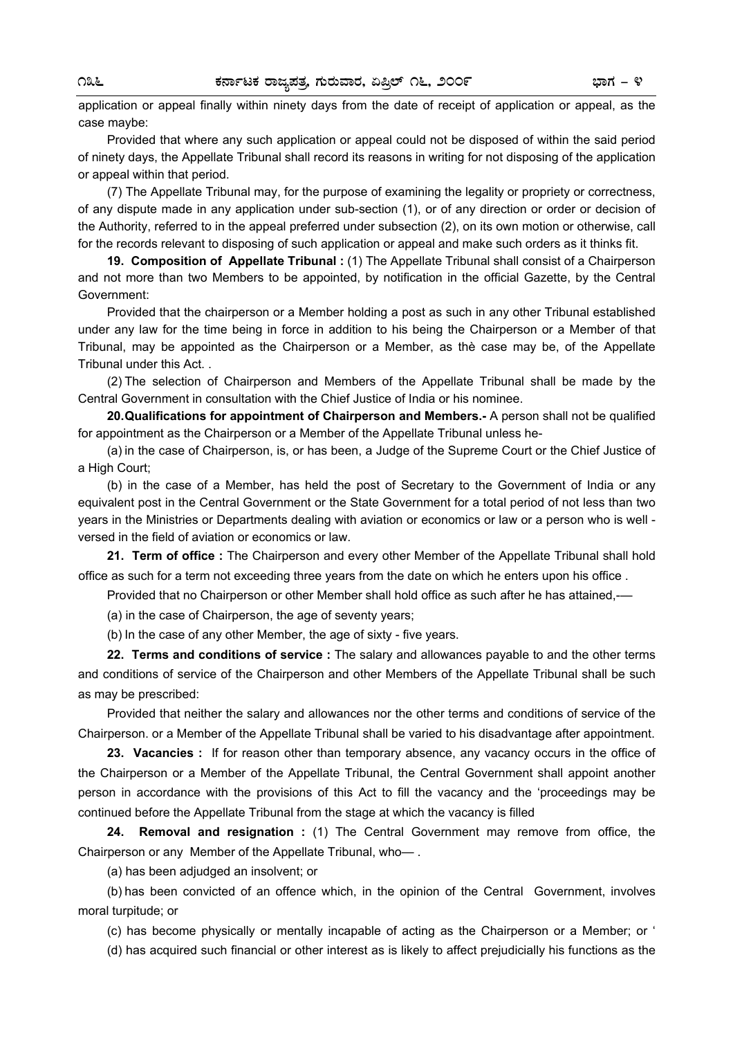application or appeal finally within ninety days from the date of receipt of application or appeal, as the case maybe:

Provided that where any such application or appeal could not be disposed of within the said period of ninety days, the Appellate Tribunal shall record its reasons in writing for not disposing of the application or appeal within that period.

(7) The Appellate Tribunal may, for the purpose of examining the legality or propriety or correctness, of any dispute made in any application under sub-section (1), or of any direction or order or decision of the Authority, referred to in the appeal preferred under subsection (2), on its own motion or otherwise, call for the records relevant to disposing of such application or appeal and make such orders as it thinks fit.

**19. Composition of Appellate Tribunal :** (1) The Appellate Tribunal shall consist of a Chairperson and not more than two Members to be appointed, by notification in the official Gazette, by the Central Government:

Provided that the chairperson or a Member holding a post as such in any other Tribunal established under any law for the time being in force in addition to his being the Chairperson or a Member of that Tribunal, may be appointed as the Chairperson or a Member, as thè case may be, of the Appellate Tribunal under this Act. .

(2) The selection of Chairperson and Members of the Appellate Tribunal shall be made by the Central Government in consultation with the Chief Justice of India or his nominee.

**20.Qualifications for appointment of Chairperson and Members.-** A person shall not be qualified for appointment as the Chairperson or a Member of the Appellate Tribunal unless he-

(a) in the case of Chairperson, is, or has been, a Judge of the Supreme Court or the Chief Justice of a High Court;

(b) in the case of a Member, has held the post of Secretary to the Government of India or any equivalent post in the Central Government or the State Government for a total period of not less than two years in the Ministries or Departments dealing with aviation or economics or law or a person who is well - versed in the field of aviation or economics or law.

**21. Term of office :** The Chairperson and every other Member of the Appellate Tribunal shall hold office as such for a term not exceeding three years from the date on which he enters upon his office .

Provided that no Chairperson or other Member shall hold office as such after he has attained,-—

(a) in the case of Chairperson, the age of seventy years;

(b) In the case of any other Member, the age of sixty - five years.

**22. Terms and conditions of service :** The salary and allowances payable to and the other terms and conditions of service of the Chairperson and other Members of the Appellate Tribunal shall be such as may be prescribed:

Provided that neither the salary and allowances nor the other terms and conditions of service of the Chairperson. or a Member of the Appellate Tribunal shall be varied to his disadvantage after appointment.

**23. Vacancies :** If for reason other than temporary absence, any vacancy occurs in the office of the Chairperson or a Member of the Appellate Tribunal, the Central Government shall appoint another person in accordance with the provisions of this Act to fill the vacancy and the 'proceedings may be continued before the Appellate Tribunal from the stage at which the vacancy is filled

**24. Removal and resignation :** (1) The Central Government may remove from office, the Chairperson or any Member of the Appellate Tribunal, who— .

(a) has been adjudged an insolvent; or

(b) has been convicted of an offence which, in the opinion of the Central Government, involves moral turpitude; or

(c) has become physically or mentally incapable of acting as the Chairperson or a Member; or '

(d) has acquired such financial or other interest as is likely to affect prejudicially his functions as the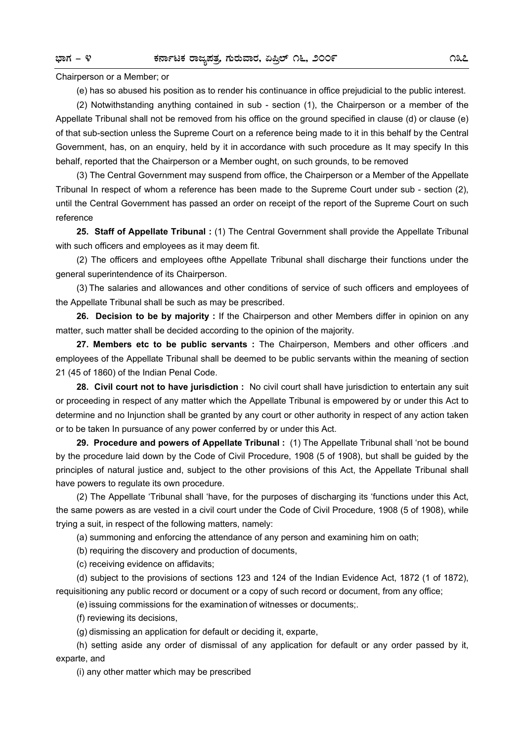Chairperson or a Member; or

(e) has so abused his position as to render his continuance in office prejudicial to the public interest.

(2) Notwithstanding anything contained in sub - section (1), the Chairperson or a member of the Appellate Tribunal shall not be removed from his office on the ground specified in clause (d) or clause (e) of that sub-section unless the Supreme Court on a reference being made to it in this behalf by the Central Government, has, on an enquiry, held by it in accordance with such procedure as It may specify In this behalf, reported that the Chairperson or a Member ought, on such grounds, to be removed

(3) The Central Government may suspend from office, the Chairperson or a Member of the Appellate Tribunal In respect of whom a reference has been made to the Supreme Court under sub - section (2), until the Central Government has passed an order on receipt of the report of the Supreme Court on such reference

**25. Staff of Appellate Tribunal :** (1) The Central Government shall provide the Appellate Tribunal with such officers and employees as it may deem fit.

(2) The officers and employees ofthe Appellate Tribunal shall discharge their functions under the general superintendence of its Chairperson.

(3) The salaries and allowances and other conditions of service of such officers and employees of the Appellate Tribunal shall be such as may be prescribed.

**26. Decision to be by majority :** If the Chairperson and other Members differ in opinion on any matter, such matter shall be decided according to the opinion of the majority.

**27. Members etc to be public servants :** The Chairperson, Members and other officers .and employees of the Appellate Tribunal shall be deemed to be public servants within the meaning of section 21 (45 of 1860) of the Indian Penal Code.

**28. Civil court not to have jurisdiction :** No civil court shall have jurisdiction to entertain any suit or proceeding in respect of any matter which the Appellate Tribunal is empowered by or under this Act to determine and no Injunction shall be granted by any court or other authority in respect of any action taken or to be taken In pursuance of any power conferred by or under this Act.

**29. Procedure and powers of Appellate Tribunal :** (1) The Appellate Tribunal shall 'not be bound by the procedure laid down by the Code of Civil Procedure, 1908 (5 of 1908), but shall be guided by the principles of natural justice and, subject to the other provisions of this Act, the Appellate Tribunal shall have powers to regulate its own procedure.

(2) The Appellate 'Tribunal shall 'have, for the purposes of discharging its 'functions under this Act, the same powers as are vested in a civil court under the Code of Civil Procedure, 1908 (5 of 1908), while trying a suit, in respect of the following matters, namely:

(a) summoning and enforcing the attendance of any person and examining him on oath;

(b) requiring the discovery and production of documents,

(c) receiving evidence on affidavits;

(d) subject to the provisions of sections 123 and 124 of the Indian Evidence Act, 1872 (1 of 1872), requisitioning any public record or document or a copy of such record or document, from any office;

(e) issuing commissions for the examination of witnesses or documents;.

(f) reviewing its decisions,

(g) dismissing an application for default or deciding it, exparte,

(h) setting aside any order of dismissal of any application for default or any order passed by it, exparte, and

(i) any other matter which may be prescribed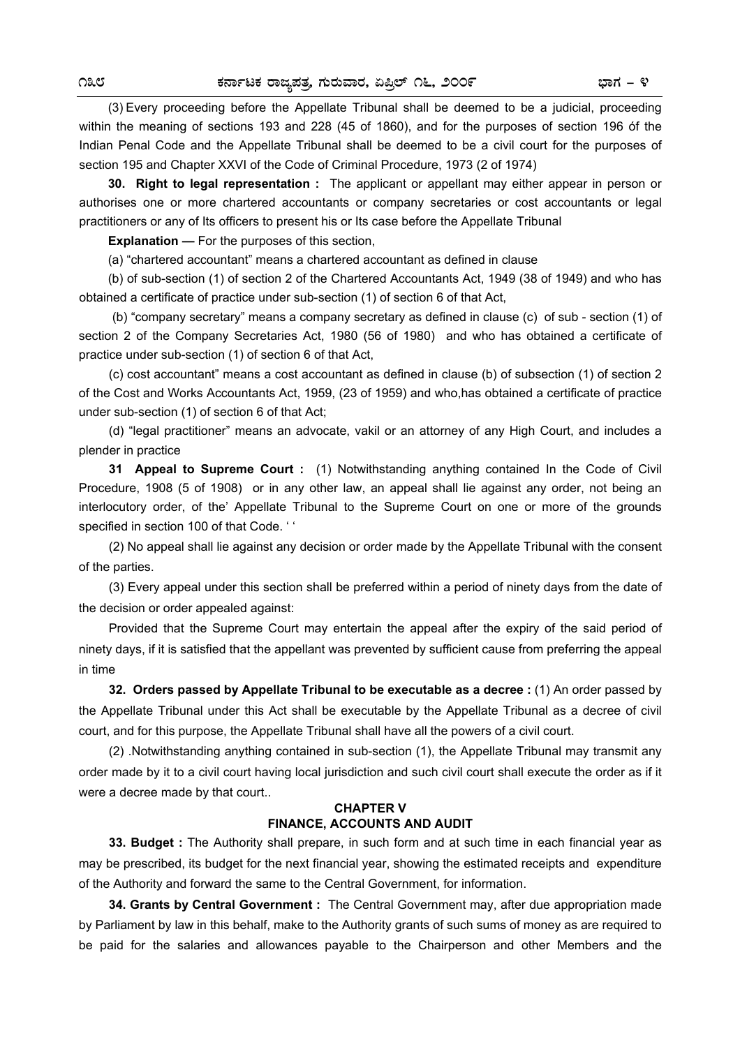(3) Every proceeding before the Appellate Tribunal shall be deemed to be a judicial, proceeding within the meaning of sections 193 and 228 (45 of 1860), and for the purposes of section 196 óf the Indian Penal Code and the Appellate Tribunal shall be deemed to be a civil court for the purposes of section 195 and Chapter XXVI of the Code of Criminal Procedure, 1973 (2 of 1974)

**30. Right to legal representation :** The applicant or appellant may either appear in person or authorises one or more chartered accountants or company secretaries or cost accountants or legal practitioners or any of Its officers to present his or Its case before the Appellate Tribunal

**Explanation —** For the purposes of this section,

(a) "chartered accountant" means a chartered accountant as defined in clause

(b) of sub-section (1) of section 2 of the Chartered Accountants Act, 1949 (38 of 1949) and who has obtained a certificate of practice under sub-section (1) of section 6 of that Act,

(b) "company secretary" means a company secretary as defined in clause (c) of sub - section (1) of section 2 of the Company Secretaries Act, 1980 (56 of 1980) and who has obtained a certificate of practice under sub-section (1) of section 6 of that Act,

(c) cost accountant" means a cost accountant as defined in clause (b) of subsection (1) of section 2 of the Cost and Works Accountants Act, 1959, (23 of 1959) and who,has obtained a certificate of practice under sub-section (1) of section 6 of that Act;

(d) "legal practitioner" means an advocate, vakil or an attorney of any High Court, and includes a plender in practice

**31 Appeal to Supreme Court :** (1) Notwithstanding anything contained In the Code of Civil Procedure, 1908 (5 of 1908) or in any other law, an appeal shall lie against any order, not being an interlocutory order, of the' Appellate Tribunal to the Supreme Court on one or more of the grounds specified in section 100 of that Code. ' '

(2) No appeal shall lie against any decision or order made by the Appellate Tribunal with the consent of the parties.

(3) Every appeal under this section shall be preferred within a period of ninety days from the date of the decision or order appealed against:

Provided that the Supreme Court may entertain the appeal after the expiry of the said period of ninety days, if it is satisfied that the appellant was prevented by sufficient cause from preferring the appeal in time

**32. Orders passed by Appellate Tribunal to be executable as a decree :** (1) An order passed by the Appellate Tribunal under this Act shall be executable by the Appellate Tribunal as a decree of civil court, and for this purpose, the Appellate Tribunal shall have all the powers of a civil court.

(2) .Notwithstanding anything contained in sub-section (1), the Appellate Tribunal may transmit any order made by it to a civil court having local jurisdiction and such civil court shall execute the order as if it were a decree made by that court..

## CHAPTER V
## FINANCE, ACCOUNTS AND AUDIT

**33. Budget :** The Authority shall prepare, in such form and at such time in each financial year as may be prescribed, its budget for the next financial year, showing the estimated receipts and expenditure of the Authority and forward the same to the Central Government, for information.

**34. Grants by Central Government :** The Central Government may, after due appropriation made by Parliament by law in this behalf, make to the Authority grants of such sums of money as are required to be paid for the salaries and allowances payable to the Chairperson and other Members and the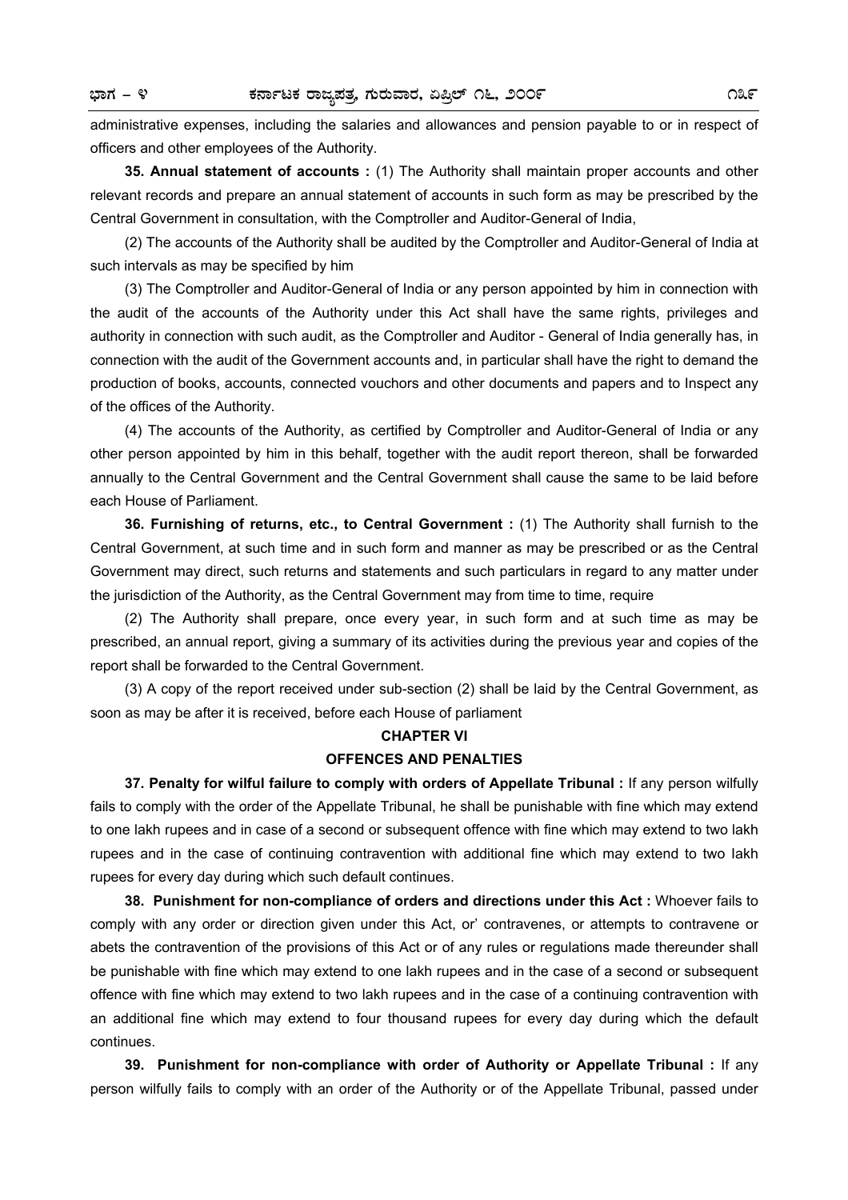administrative expenses, including the salaries and allowances and pension payable to or in respect of officers and other employees of the Authority.

**35. Annual statement of accounts :** (1) The Authority shall maintain proper accounts and other relevant records and prepare an annual statement of accounts in such form as may be prescribed by the Central Government in consultation, with the Comptroller and Auditor-General of India,

(2) The accounts of the Authority shall be audited by the Comptroller and Auditor-General of India at such intervals as may be specified by him

(3) The Comptroller and Auditor-General of India or any person appointed by him in connection with the audit of the accounts of the Authority under this Act shall have the same rights, privileges and authority in connection with such audit, as the Comptroller and Auditor - General of India generally has, in connection with the audit of the Government accounts and, in particular shall have the right to demand the production of books, accounts, connected vouchors and other documents and papers and to Inspect any of the offices of the Authority.

(4) The accounts of the Authority, as certified by Comptroller and Auditor-General of India or any other person appointed by him in this behalf, together with the audit report thereon, shall be forwarded annually to the Central Government and the Central Government shall cause the same to be laid before each House of Parliament.

**36. Furnishing of returns, etc., to Central Government :** (1) The Authority shall furnish to the Central Government, at such time and in such form and manner as may be prescribed or as the Central Government may direct, such returns and statements and such particulars in regard to any matter under the jurisdiction of the Authority, as the Central Government may from time to time, require

(2) The Authority shall prepare, once every year, in such form and at such time as may be prescribed, an annual report, giving a summary of its activities during the previous year and copies of the report shall be forwarded to the Central Government.

(3) A copy of the report received under sub-section (2) shall be laid by the Central Government, as soon as may be after it is received, before each House of parliament

## CHAPTER VI

## OFFENCES AND PENALTIES

**37. Penalty for wilful failure to comply with orders of Appellate Tribunal :** If any person wilfully fails to comply with the order of the Appellate Tribunal, he shall be punishable with fine which may extend to one lakh rupees and in case of a second or subsequent offence with fine which may extend to two lakh rupees and in the case of continuing contravention with additional fine which may extend to two Iakh rupees for every day during which such default continues.

**38. Punishment for non-compliance of orders and directions under this Act :** Whoever fails to comply with any order or direction given under this Act, or' contravenes, or attempts to contravene or abets the contravention of the provisions of this Act or of any rules or regulations made thereunder shall be punishable with fine which may extend to one lakh rupees and in the case of a second or subsequent offence with fine which may extend to two lakh rupees and in the case of a continuing contravention with an additional fine which may extend to four thousand rupees for every day during which the default continues.

**39. Punishment for non-compliance with order of Authority or Appellate Tribunal :** If any person wilfully fails to comply with an order of the Authority or of the Appellate Tribunal, passed under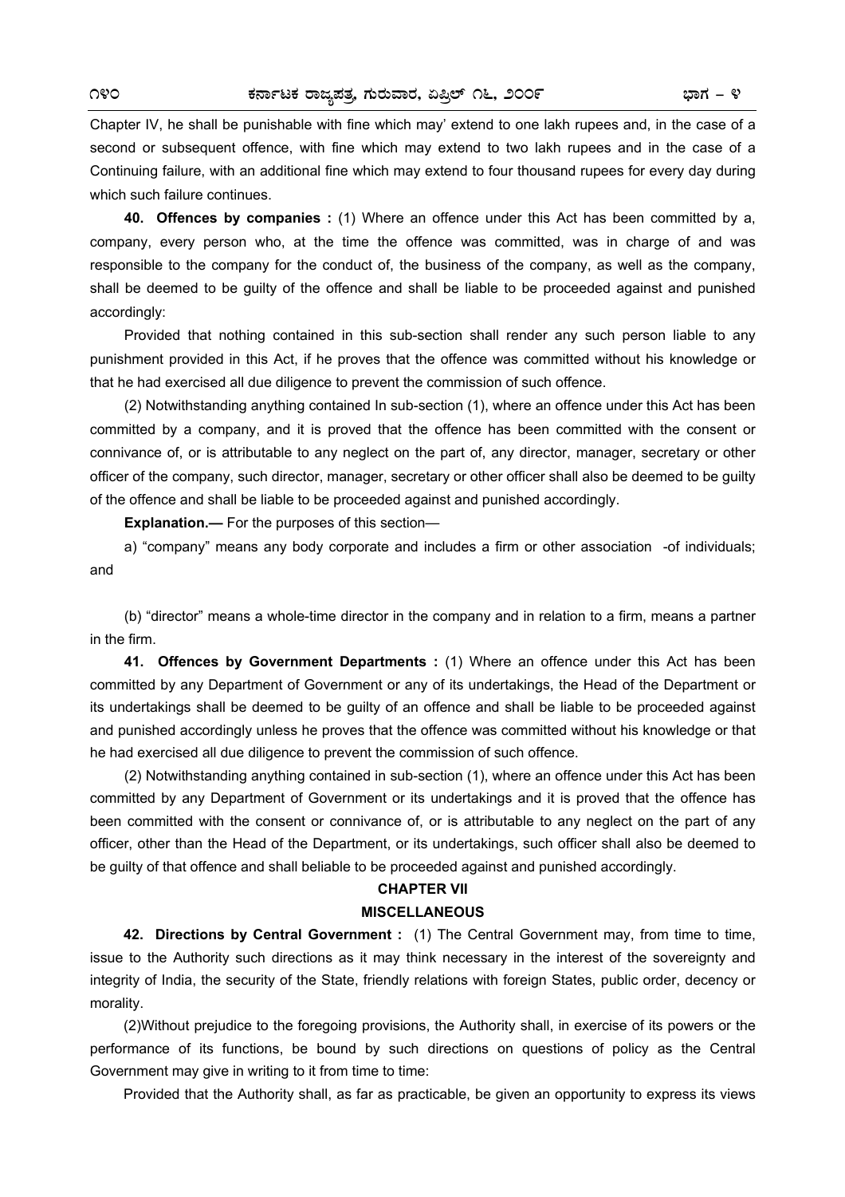Chapter IV, he shall be punishable with fine which may' extend to one lakh rupees and, in the case of a second or subsequent offence, with fine which may extend to two lakh rupees and in the case of a Continuing failure, with an additional fine which may extend to four thousand rupees for every day during which such failure continues.

**40. Offences by companies :** (1) Where an offence under this Act has been committed by a, company, every person who, at the time the offence was committed, was in charge of and was responsible to the company for the conduct of, the business of the company, as well as the company, shall be deemed to be guilty of the offence and shall be liable to be proceeded against and punished accordingly:

Provided that nothing contained in this sub-section shall render any such person liable to any punishment provided in this Act, if he proves that the offence was committed without his knowledge or that he had exercised all due diligence to prevent the commission of such offence.

(2) Notwithstanding anything contained In sub-section (1), where an offence under this Act has been committed by a company, and it is proved that the offence has been committed with the consent or connivance of, or is attributable to any neglect on the part of, any director, manager, secretary or other officer of the company, such director, manager, secretary or other officer shall also be deemed to be guilty of the offence and shall be liable to be proceeded against and punished accordingly.

**Explanation.—** For the purposes of this section—

a) "company" means any body corporate and includes a firm or other association -of individuals; and

(b) "director" means a whole-time director in the company and in relation to a firm, means a partner in the firm.

**41. Offences by Government Departments :** (1) Where an offence under this Act has been committed by any Department of Government or any of its undertakings, the Head of the Department or its undertakings shall be deemed to be guilty of an offence and shall be liable to be proceeded against and punished accordingly unless he proves that the offence was committed without his knowledge or that he had exercised all due diligence to prevent the commission of such offence.

(2) Notwithstanding anything contained in sub-section (1), where an offence under this Act has been committed by any Department of Government or its undertakings and it is proved that the offence has been committed with the consent or connivance of, or is attributable to any neglect on the part of any officer, other than the Head of the Department, or its undertakings, such officer shall also be deemed to be guilty of that offence and shall beliable to be proceeded against and punished accordingly.

## CHAPTER VII

## MISCELLANEOUS

**42. Directions by Central Government :** (1) The Central Government may, from time to time, issue to the Authority such directions as it may think necessary in the interest of the sovereignty and integrity of India, the security of the State, friendly relations with foreign States, public order, decency or morality.

(2)Without prejudice to the foregoing provisions, the Authority shall, in exercise of its powers or the performance of its functions, be bound by such directions on questions of policy as the Central Government may give in writing to it from time to time:

Provided that the Authority shall, as far as practicable, be given an opportunity to express its views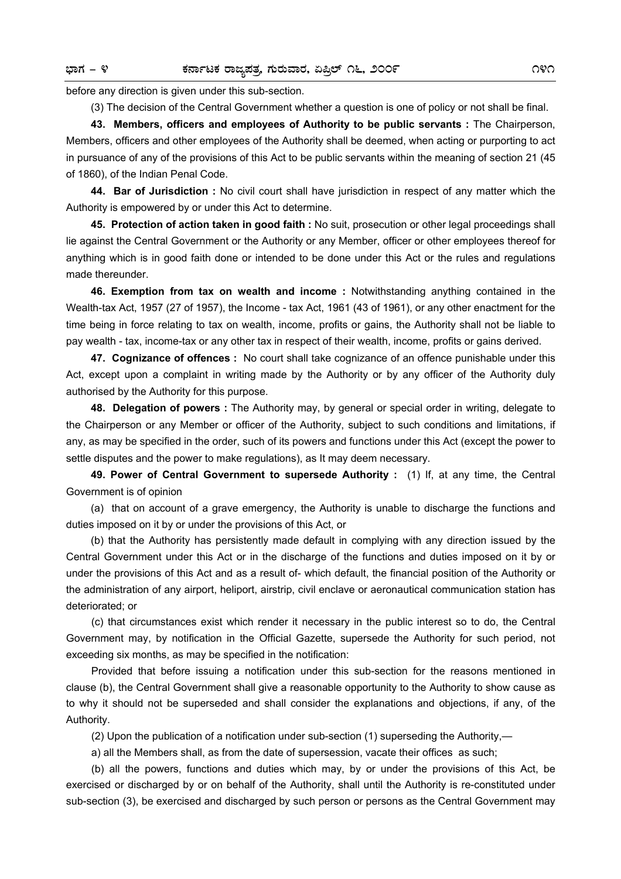before any direction is given under this sub-section.

(3) The decision of the Central Government whether a question is one of policy or not shall be final.

**43. Members, officers and employees of Authority to be public servants :** The Chairperson, Members, officers and other employees of the Authority shall be deemed, when acting or purporting to act in pursuance of any of the provisions of this Act to be public servants within the meaning of section 21 (45 of 1860), of the Indian Penal Code.

**44. Bar of Jurisdiction :** No civil court shall have jurisdiction in respect of any matter which the Authority is empowered by or under this Act to determine.

**45. Protection of action taken in good faith :** No suit, prosecution or other legal proceedings shall lie against the Central Government or the Authority or any Member, officer or other employees thereof for anything which is in good faith done or intended to be done under this Act or the rules and regulations made thereunder.

**46. Exemption from tax on wealth and income :** Notwithstanding anything contained in the Wealth-tax Act, 1957 (27 of 1957), the Income - tax Act, 1961 (43 of 1961), or any other enactment for the time being in force relating to tax on wealth, income, profits or gains, the Authority shall not be liable to pay wealth - tax, income-tax or any other tax in respect of their wealth, income, profits or gains derived.

**47. Cognizance of offences :** No court shall take cognizance of an offence punishable under this Act, except upon a complaint in writing made by the Authority or by any officer of the Authority duly authorised by the Authority for this purpose.

**48. Delegation of powers :** The Authority may, by general or special order in writing, delegate to the Chairperson or any Member or officer of the Authority, subject to such conditions and limitations, if any, as may be specified in the order, such of its powers and functions under this Act (except the power to settle disputes and the power to make regulations), as It may deem necessary.

**49. Power of Central Government to supersede Authority :** (1) If, at any time, the Central Government is of opinion

(a) that on account of a grave emergency, the Authority is unable to discharge the functions and duties imposed on it by or under the provisions of this Act, or

(b) that the Authority has persistently made default in complying with any direction issued by the Central Government under this Act or in the discharge of the functions and duties imposed on it by or under the provisions of this Act and as a result of- which default, the financial position of the Authority or the administration of any airport, heliport, airstrip, civil enclave or aeronautical communication station has deteriorated; or

(c) that circumstances exist which render it necessary in the public interest so to do, the Central Government may, by notification in the Official Gazette, supersede the Authority for such period, not exceeding six months, as may be specified in the notification:

Provided that before issuing a notification under this sub-section for the reasons mentioned in clause (b), the Central Government shall give a reasonable opportunity to the Authority to show cause as to why it should not be superseded and shall consider the explanations and objections, if any, of the Authority.

(2) Upon the publication of a notification under sub-section (1) superseding the Authority,—

a) all the Members shall, as from the date of supersession, vacate their offices as such;

(b) all the powers, functions and duties which may, by or under the provisions of this Act, be exercised or discharged by or on behalf of the Authority, shall until the Authority is re-constituted under sub-section (3), be exercised and discharged by such person or persons as the Central Government may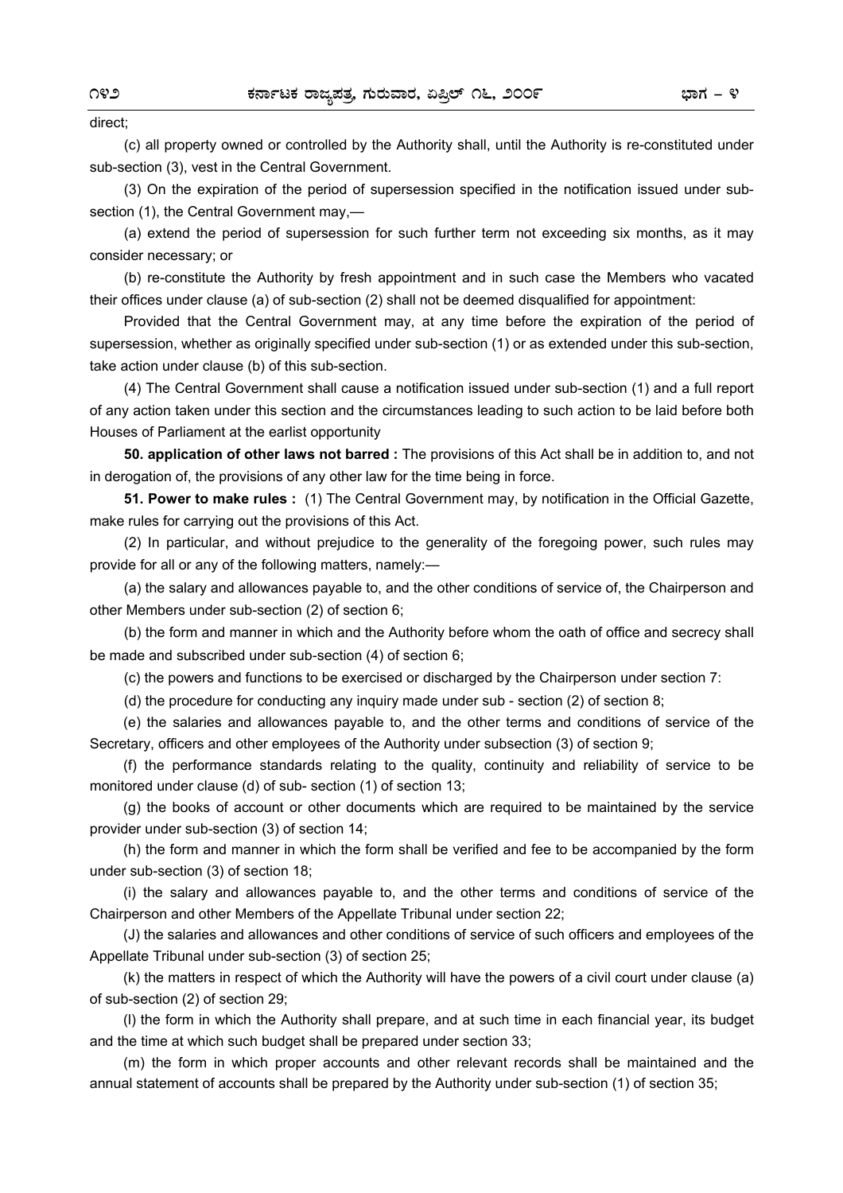direct;

(c) all property owned or controlled by the Authority shall, until the Authority is re-constituted under sub-section (3), vest in the Central Government.

(3) On the expiration of the period of supersession specified in the notification issued under sub-section (1), the Central Government may,—

(a) extend the period of supersession for such further term not exceeding six months, as it may consider necessary; or

(b) re-constitute the Authority by fresh appointment and in such case the Members who vacated their offices under clause (a) of sub-section (2) shall not be deemed disqualified for appointment:

Provided that the Central Government may, at any time before the expiration of the period of supersession, whether as originally specified under sub-section (1) or as extended under this sub-section, take action under clause (b) of this sub-section.

(4) The Central Government shall cause a notification issued under sub-section (1) and a full report of any action taken under this section and the circumstances leading to such action to be laid before both Houses of Parliament at the earliest opportunity

**50. application of other laws not barred :** The provisions of this Act shall be in addition to, and not in derogation of, the provisions of any other law for the time being in force.

**51. Power to make rules :** (1) The Central Government may, by notification in the Official Gazette, make rules for carrying out the provisions of this Act.

(2) In particular, and without prejudice to the generality of the foregoing power, such rules may provide for all or any of the following matters, namely:—

(a) the salary and allowances payable to, and the other conditions of service of, the Chairperson and other Members under sub-section (2) of section 6;

(b) the form and manner in which and the Authority before whom the oath of office and secrecy shall be made and subscribed under sub-section (4) of section 6;

(c) the powers and functions to be exercised or discharged by the Chairperson under section 7:

(d) the procedure for conducting any inquiry made under sub - section (2) of section 8;

(e) the salaries and allowances payable to, and the other terms and conditions of service of the Secretary, officers and other employees of the Authority under subsection (3) of section 9;

(f) the performance standards relating to the quality, continuity and reliability of service to be monitored under clause (d) of sub- section (1) of section 13;

(g) the books of account or other documents which are required to be maintained by the service provider under sub-section (3) of section 14;

(h) the form and manner in which the form shall be verified and fee to be accompanied by the form under sub-section (3) of section 18;

(i) the salary and allowances payable to, and the other terms and conditions of service of the Chairperson and other Members of the Appellate Tribunal under section 22;

(J) the salaries and allowances and other conditions of service of such officers and employees of the Appellate Tribunal under sub-section (3) of section 25;

(k) the matters in respect of which the Authority will have the powers of a civil court under clause (a) of sub-section (2) of section 29;

(l) the form in which the Authority shall prepare, and at such time in each financial year, its budget and the time at which such budget shall be prepared under section 33;

(m) the form in which proper accounts and other relevant records shall be maintained and the annual statement of accounts shall be prepared by the Authority under sub-section (1) of section 35;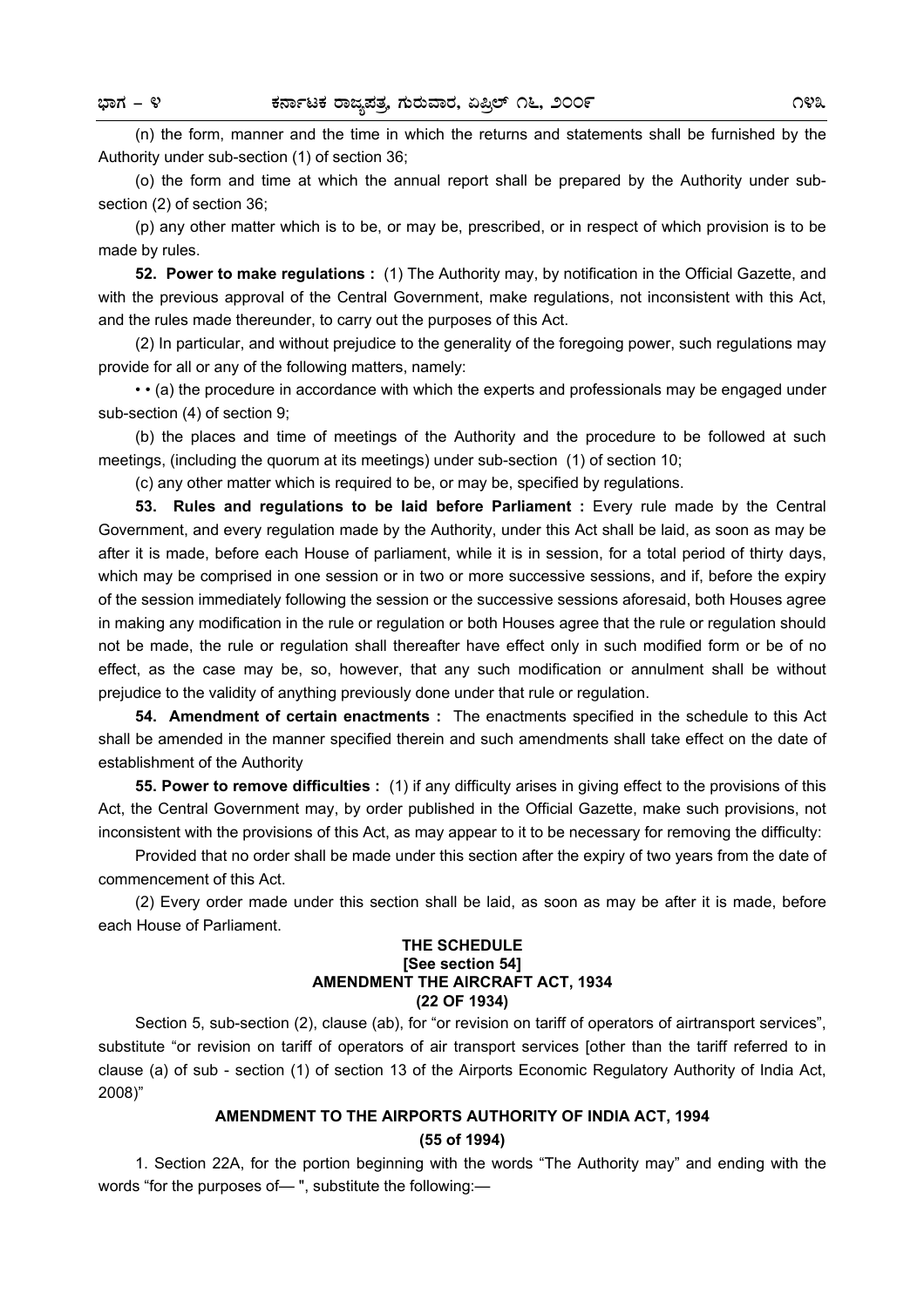(n) the form, manner and the time in which the returns and statements shall be furnished by the Authority under sub-section (1) of section 36;

(o) the form and time at which the annual report shall be prepared by the Authority under sub-section (2) of section 36;

(p) any other matter which is to be, or may be, prescribed, or in respect of which provision is to be made by rules.

**52. Power to make regulations :** (1) The Authority may, by notification in the Official Gazette, and with the previous approval of the Central Government, make regulations, not inconsistent with this Act, and the rules made thereunder, to carry out the purposes of this Act.

(2) In particular, and without prejudice to the generality of the foregoing power, such regulations may provide for all or any of the following matters, namely:

• • (a) the procedure in accordance with which the experts and professionals may be engaged under sub-section (4) of section 9;

(b) the places and time of meetings of the Authority and the procedure to be followed at such meetings, (including the quorum at its meetings) under sub-section (1) of section 10;

(c) any other matter which is required to be, or may be, specified by regulations.

**53. Rules and regulations to be laid before Parliament :** Every rule made by the Central Government, and every regulation made by the Authority, under this Act shall be laid, as soon as may be after it is made, before each House of parliament, while it is in session, for a total period of thirty days, which may be comprised in one session or in two or more successive sessions, and if, before the expiry of the session immediately following the session or the successive sessions aforesaid, both Houses agree in making any modification in the rule or regulation or both Houses agree that the rule or regulation should not be made, the rule or regulation shall thereafter have effect only in such modified form or be of no effect, as the case may be, so, however, that any such modification or annulment shall be without prejudice to the validity of anything previously done under that rule or regulation.

**54. Amendment of certain enactments :** The enactments specified in the schedule to this Act shall be amended in the manner specified therein and such amendments shall take effect on the date of establishment of the Authority

**55. Power to remove difficulties :** (1) if any difficulty arises in giving effect to the provisions of this Act, the Central Government may, by order published in the Official Gazette, make such provisions, not inconsistent with the provisions of this Act, as may appear to it to be necessary for removing the difficulty:

Provided that no order shall be made under this section after the expiry of two years from the date of commencement of this Act.

(2) Every order made under this section shall be laid, as soon as may be after it is made, before each House of Parliament.

**THE SCHEDULE**
**[See section 54]**
**AMENDMENT THE AIRCRAFT ACT, 1934**
**(22 OF 1934)**

Section 5, sub-section (2), clause (ab), for "or revision on tariff of operators of airtransport services", substitute "or revision on tariff of operators of air transport services [other than the tariff referred to in clause (a) of sub - section (1) of section 13 of the Airports Economic Regulatory Authority of India Act, 2008)"

**AMENDMENT TO THE AIRPORTS AUTHORITY OF INDIA ACT, 1994**
**(55 of 1994)**

1. Section 22A, for the portion beginning with the words "The Authority may" and ending with the words "for the purposes of— ", substitute the following:—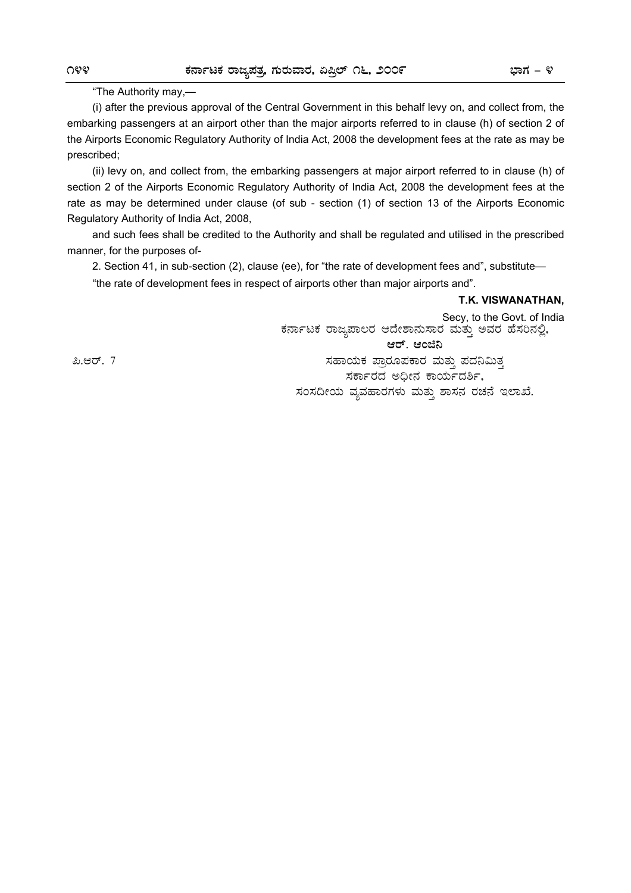"The Authority may,—

(i) after the previous approval of the Central Government in this behalf levy on, and collect from, the embarking passengers at an airport other than the major airports referred to in clause (h) of section 2 of the Airports Economic Regulatory Authority of India Act, 2008 the development fees at the rate as may be prescribed;

(ii) levy on, and collect from, the embarking passengers at major airport referred to in clause (h) of section 2 of the Airports Economic Regulatory Authority of India Act, 2008 the development fees at the rate as may be determined under clause (of sub - section (1) of section 13 of the Airports Economic Regulatory Authority of India Act, 2008,

and such fees shall be credited to the Authority and shall be regulated and utilised in the prescribed manner, for the purposes of-

2. Section 41, in sub-section (2), clause (ee), for "the rate of development fees and", substitute—

"the rate of development fees in respect of airports other than major airports and".

**T.K. VISWANATHAN,**

Secy, to the Govt. of India

ಕರ್ನಾಟಕ ರಾಜ್ಯಪಾಲರ ಆದೇಶಾನುಸಾರ ಮತ್ತು ಅವರ ಹೆಸರಿನಲ್ಲಿ,

**ಆರ್. ಆಂಜನಿ**

ಪಿ.ಆರ್. 7

ಸಹಾಯಕ ಪ್ರಾರೂಪಕಾರ ಮತ್ತು ಪದನಿಮಿತ್ತ

ಸರ್ಕಾರದ ಅಧೀನ ಕಾರ್ಯದರ್ಶಿ,

ಸಂಸದೀಯ ವ್ಯವಹಾರಗಳು ಮತ್ತು ಶಾಸನ ರಚನೆ ಇಲಾಖೆ.